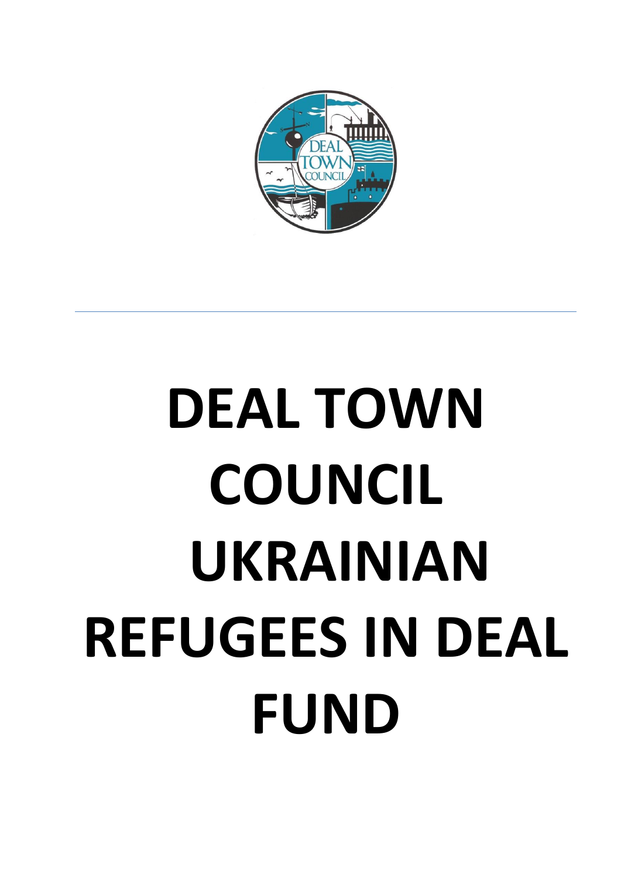# DEAL TOWN COUNCIL UKRAINIAN REFUGEES IN DEAL FUND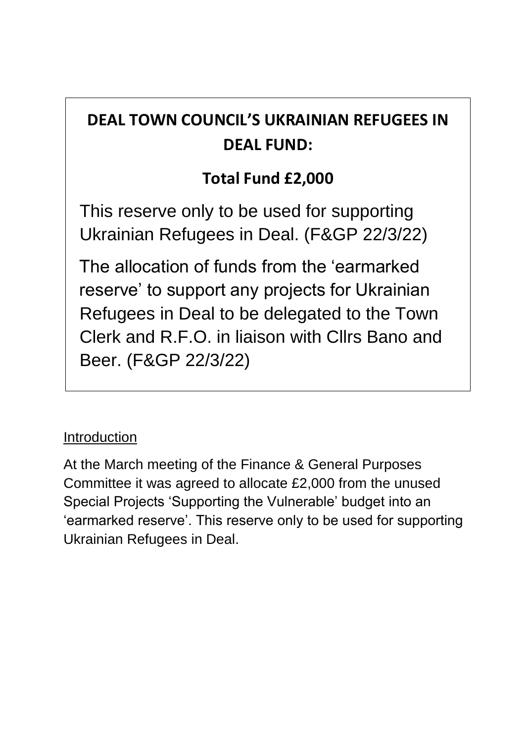# DEAL TOWN COUNCIL'S UKRAINIAN REFUGEES IN DEAL FUND:

## Total Fund £2,000

This reserve only to be used for supporting Ukrainian Refugees in Deal. (F&GP 22/3/22)

The allocation of funds from the 'earmarked reserve' to support any projects for Ukrainian Refugees in Deal to be delegated to the Town Clerk and R.F.O. in liaison with Cllrs Bano and Beer. (F&GP 22/3/22)

Introduction

At the March meeting of the Finance & General Purposes Committee it was agreed to allocate £2,000 from the unused Special Projects 'Supporting the Vulnerable' budget into an 'earmarked reserve'. This reserve only to be used for supporting Ukrainian Refugees in Deal.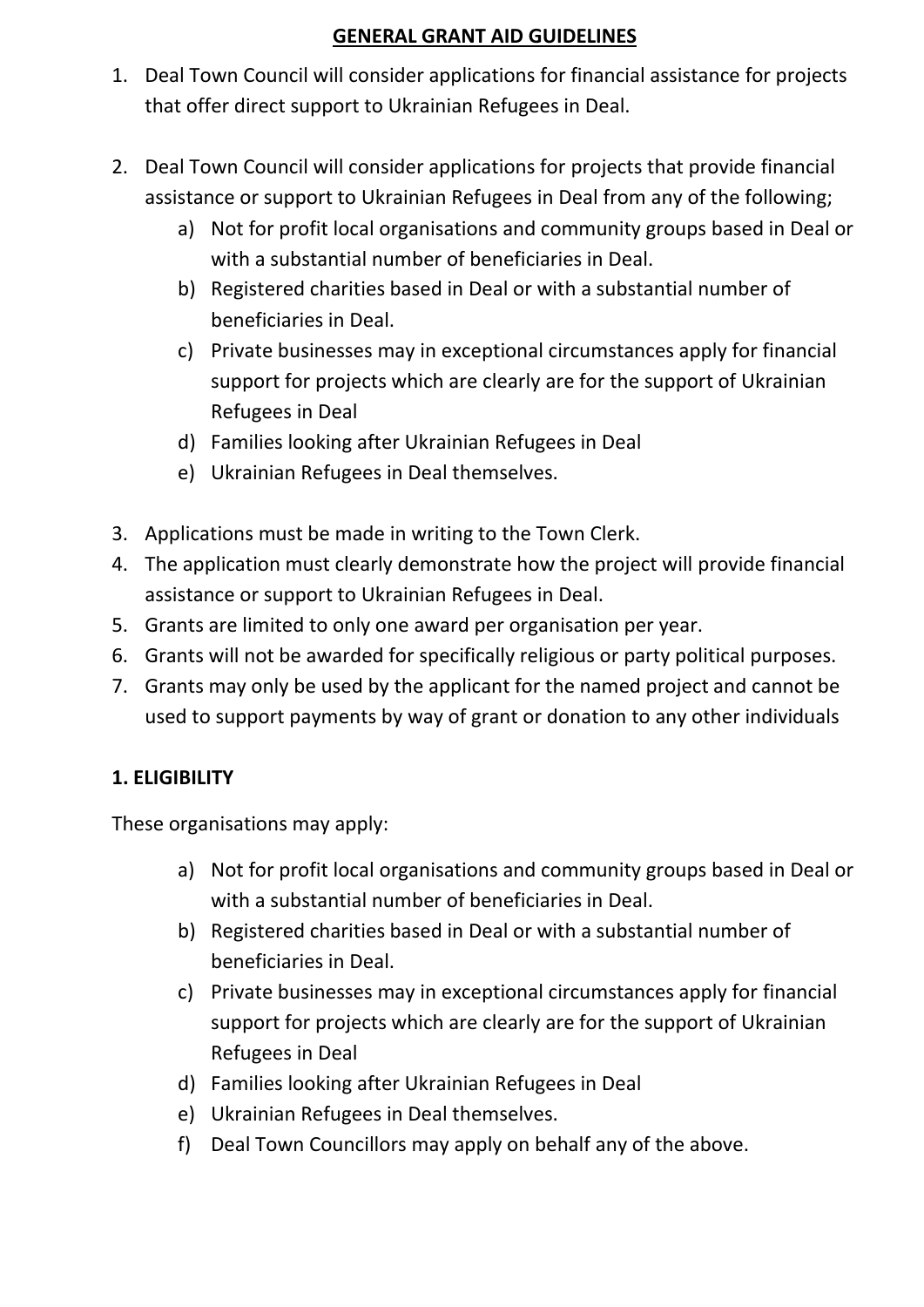## GENERAL GRANT AID GUIDELINES

1. Deal Town Council will consider applications for financial assistance for projects that offer direct support to Ukrainian Refugees in Deal.

2. Deal Town Council will consider applications for projects that provide financial assistance or support to Ukrainian Refugees in Deal from any of the following;
   a) Not for profit local organisations and community groups based in Deal or with a substantial number of beneficiaries in Deal.
   b) Registered charities based in Deal or with a substantial number of beneficiaries in Deal.
   c) Private businesses may in exceptional circumstances apply for financial support for projects which are clearly are for the support of Ukrainian Refugees in Deal
   d) Families looking after Ukrainian Refugees in Deal
   e) Ukrainian Refugees in Deal themselves.

3. Applications must be made in writing to the Town Clerk.
4. The application must clearly demonstrate how the project will provide financial assistance or support to Ukrainian Refugees in Deal.
5. Grants are limited to only one award per organisation per year.
6. Grants will not be awarded for specifically religious or party political purposes.
7. Grants may only be used by the applicant for the named project and cannot be used to support payments by way of grant or donation to any other individuals

### 1. ELIGIBILITY

These organisations may apply:

a) Not for profit local organisations and community groups based in Deal or with a substantial number of beneficiaries in Deal.
b) Registered charities based in Deal or with a substantial number of beneficiaries in Deal.
c) Private businesses may in exceptional circumstances apply for financial support for projects which are clearly are for the support of Ukrainian Refugees in Deal
d) Families looking after Ukrainian Refugees in Deal
e) Ukrainian Refugees in Deal themselves.
f) Deal Town Councillors may apply on behalf any of the above.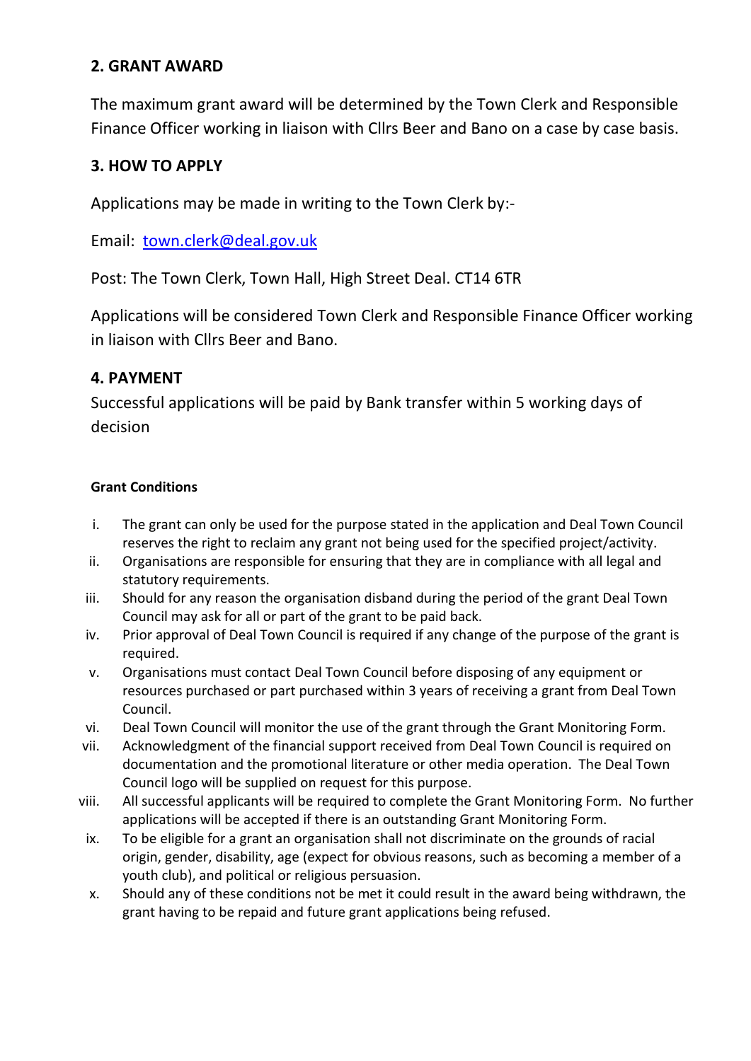## 2. GRANT AWARD

The maximum grant award will be determined by the Town Clerk and Responsible Finance Officer working in liaison with Cllrs Beer and Bano on a case by case basis.

## 3. HOW TO APPLY

Applications may be made in writing to the Town Clerk by:-

Email: town.clerk@deal.gov.uk

Post: The Town Clerk, Town Hall, High Street Deal. CT14 6TR

Applications will be considered Town Clerk and Responsible Finance Officer working in liaison with Cllrs Beer and Bano.

## 4. PAYMENT

Successful applications will be paid by Bank transfer within 5 working days of decision

**Grant Conditions**

i. The grant can only be used for the purpose stated in the application and Deal Town Council reserves the right to reclaim any grant not being used for the specified project/activity.
ii. Organisations are responsible for ensuring that they are in compliance with all legal and statutory requirements.
iii. Should for any reason the organisation disband during the period of the grant Deal Town Council may ask for all or part of the grant to be paid back.
iv. Prior approval of Deal Town Council is required if any change of the purpose of the grant is required.
v. Organisations must contact Deal Town Council before disposing of any equipment or resources purchased or part purchased within 3 years of receiving a grant from Deal Town Council.
vi. Deal Town Council will monitor the use of the grant through the Grant Monitoring Form.
vii. Acknowledgment of the financial support received from Deal Town Council is required on documentation and the promotional literature or other media operation. The Deal Town Council logo will be supplied on request for this purpose.
viii. All successful applicants will be required to complete the Grant Monitoring Form. No further applications will be accepted if there is an outstanding Grant Monitoring Form.
ix. To be eligible for a grant an organisation shall not discriminate on the grounds of racial origin, gender, disability, age (expect for obvious reasons, such as becoming a member of a youth club), and political or religious persuasion.
x. Should any of these conditions not be met it could result in the award being withdrawn, the grant having to be repaid and future grant applications being refused.